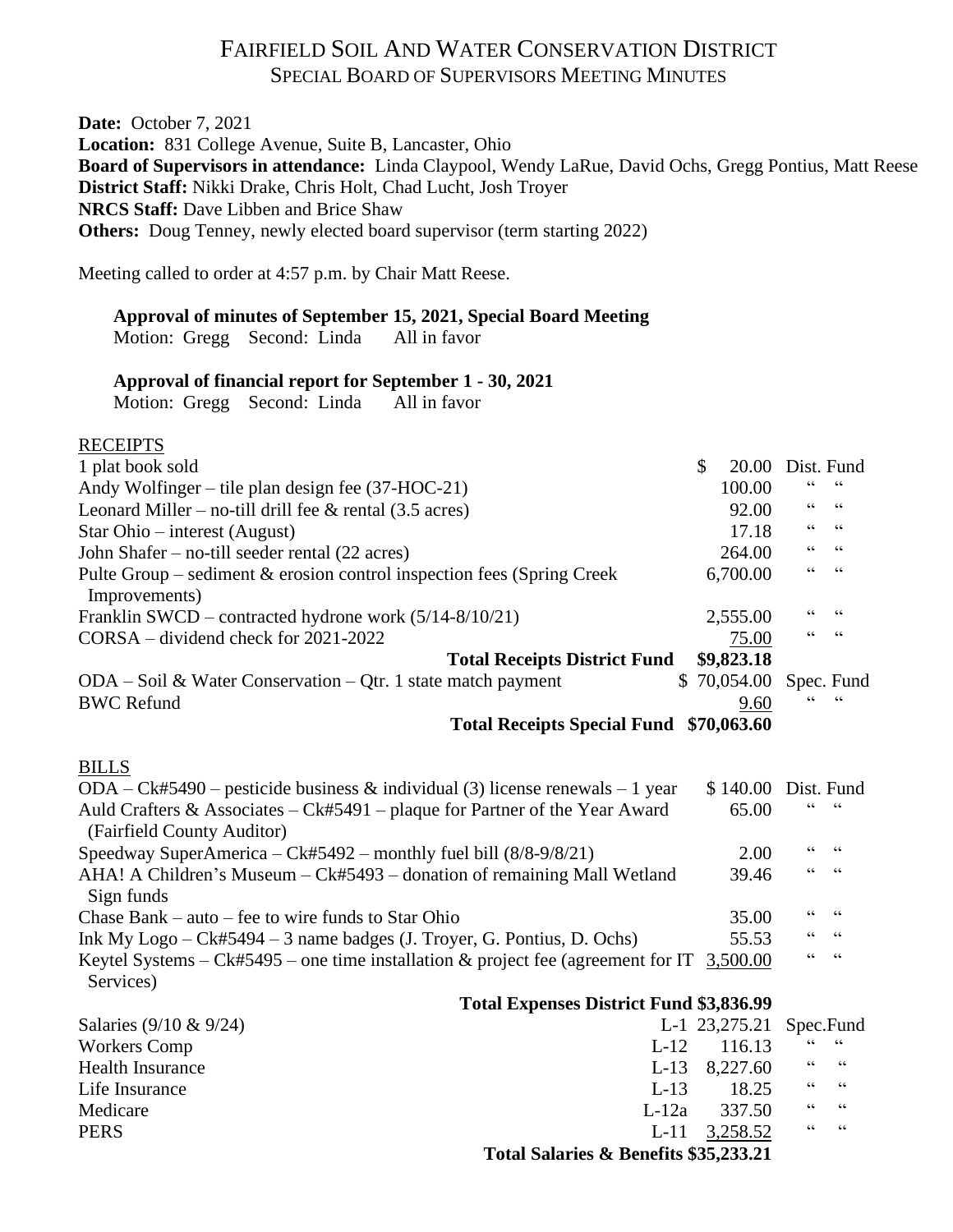# FAIRFIELD SOIL AND WATER CONSERVATION DISTRICT

## SPECIAL BOARD OF SUPERVISORS MEETING MINUTES

**Date:** October 7, 2021
**Location:** 831 College Avenue, Suite B, Lancaster, Ohio
**Board of Supervisors in attendance:** Linda Claypool, Wendy LaRue, David Ochs, Gregg Pontius, Matt Reese
**District Staff:** Nikki Drake, Chris Holt, Chad Lucht, Josh Troyer
**NRCS Staff:** Dave Libben and Brice Shaw
**Others:** Doug Tenney, newly elected board supervisor (term starting 2022)

Meeting called to order at 4:57 p.m. by Chair Matt Reese.

**Approval of minutes of September 15, 2021, Special Board Meeting**
Motion: Gregg Second: Linda All in favor

**Approval of financial report for September 1 - 30, 2021**
Motion: Gregg Second: Linda All in favor

RECEIPTS

| | | |
|---|---|---|
| 1 plat book sold | $ 20.00 | Dist. Fund |
| Andy Wolfinger – tile plan design fee (37-HOC-21) | 100.00 | " " |
| Leonard Miller – no-till drill fee & rental (3.5 acres) | 92.00 | " " |
| Star Ohio – interest (August) | 17.18 | " " |
| John Shafer – no-till seeder rental (22 acres) | 264.00 | " " |
| Pulte Group – sediment & erosion control inspection fees (Spring Creek Improvements) | 6,700.00 | " " |
| Franklin SWCD – contracted hydrone work (5/14-8/10/21) | 2,555.00 | " " |
| CORSA – dividend check for 2021-2022 | 75.00 | " " |
| **Total Receipts District Fund** | **$9,823.18** | |
| ODA – Soil & Water Conservation – Qtr. 1 state match payment | $ 70,054.00 | Spec. Fund |
| BWC Refund | 9.60 | " " |
| **Total Receipts Special Fund** | **$70,063.60** | |

BILLS

| | | |
|---|---|---|
| ODA – Ck#5490 – pesticide business & individual (3) license renewals – 1 year | $ 140.00 | Dist. Fund |
| Auld Crafters & Associates – Ck#5491 – plaque for Partner of the Year Award (Fairfield County Auditor) | 65.00 | " " |
| Speedway SuperAmerica – Ck#5492 – monthly fuel bill (8/8-9/8/21) | 2.00 | " " |
| AHA! A Children's Museum – Ck#5493 – donation of remaining Mall Wetland Sign funds | 39.46 | " " |
| Chase Bank – auto – fee to wire funds to Star Ohio | 35.00 | " " |
| Ink My Logo – Ck#5494 – 3 name badges (J. Troyer, G. Pontius, D. Ochs) | 55.53 | " " |
| Keytel Systems – Ck#5495 – one time installation & project fee (agreement for IT Services) | 3,500.00 | " " |
| **Total Expenses District Fund** | **$3,836.99** | |

| | | | |
|---|---|---|---|
| Salaries (9/10 & 9/24) | L-1 | 23,275.21 | Spec.Fund |
| Workers Comp | L-12 | 116.13 | " " |
| Health Insurance | L-13 | 8,227.60 | " " |
| Life Insurance | L-13 | 18.25 | " " |
| Medicare | L-12a | 337.50 | " " |
| PERS | L-11 | 3,258.52 | " " |
| **Total Salaries & Benefits** | | **$35,233.21** | |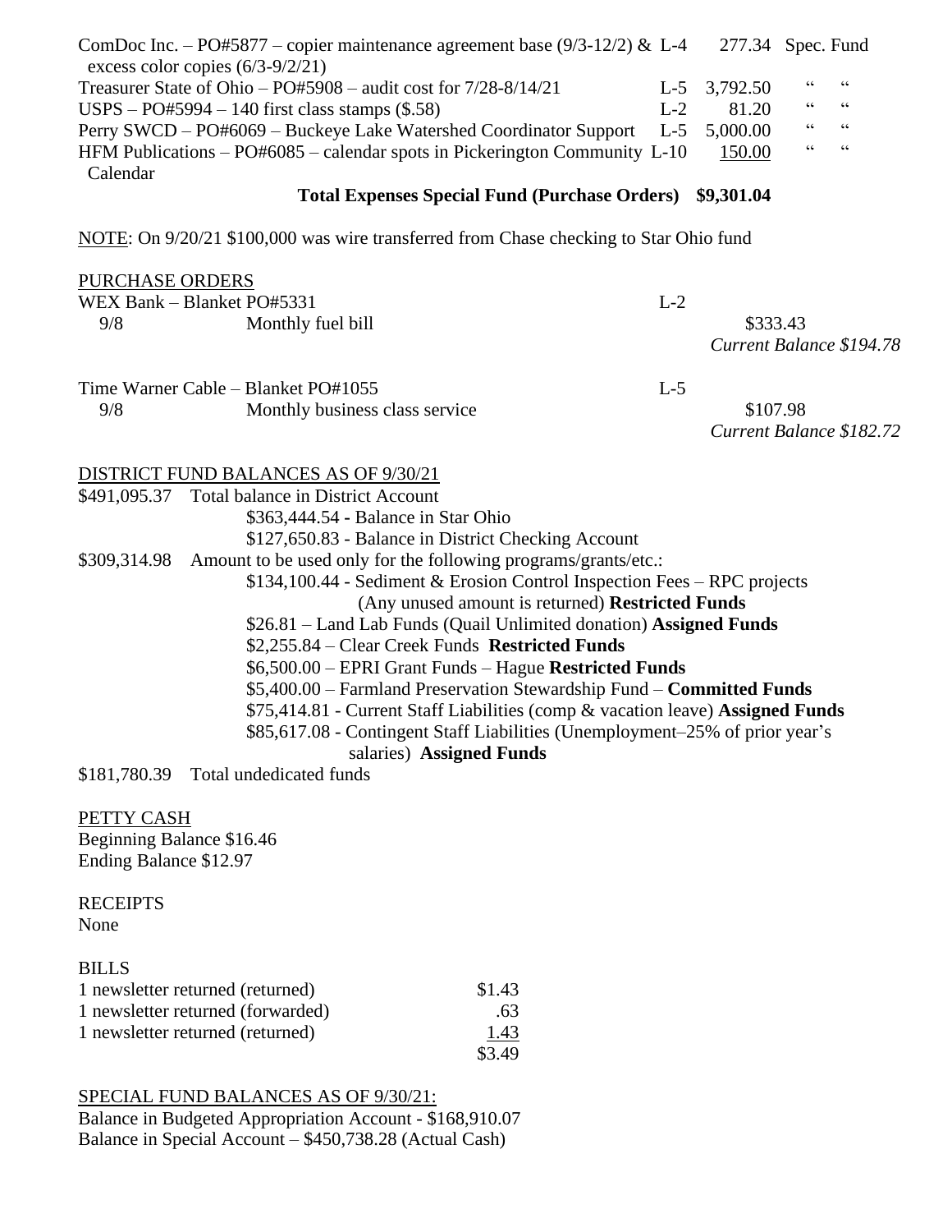| | | | |
|---|---|---|---|
| ComDoc Inc. – PO#5877 – copier maintenance agreement base (9/3-12/2) & excess color copies (6/3-9/2/21) | L-4 | 277.34 | Spec. Fund |
| Treasurer State of Ohio – PO#5908 – audit cost for 7/28-8/14/21 | L-5 | 3,792.50 | " " |
| USPS – PO#5994 – 140 first class stamps ($.58) | L-2 | 81.20 | " " |
| Perry SWCD – PO#6069 – Buckeye Lake Watershed Coordinator Support | L-5 | 5,000.00 | " " |
| HFM Publications – PO#6085 – calendar spots in Pickerington Community Calendar | L-10 | 150.00 | " " |
| **Total Expenses Special Fund (Purchase Orders)** | | **$9,301.04** | |

NOTE: On 9/20/21 $100,000 was wire transferred from Chase checking to Star Ohio fund

PURCHASE ORDERS

WEX Bank – Blanket PO#5331 L-2

| | | |
|---|---|---|
| 9/8 | Monthly fuel bill | $333.43 |
| | | *Current Balance $194.78* |

Time Warner Cable – Blanket PO#1055 L-5

| | | |
|---|---|---|
| 9/8 | Monthly business class service | $107.98 |
| | | *Current Balance $182.72* |

DISTRICT FUND BALANCES AS OF 9/30/21

$491,095.37 Total balance in District Account
- $363,444.54 - Balance in Star Ohio
- $127,650.83 - Balance in District Checking Account

$309,314.98 Amount to be used only for the following programs/grants/etc.:
- $134,100.44 - Sediment & Erosion Control Inspection Fees – RPC projects (Any unused amount is returned) **Restricted Funds**
- $26.81 – Land Lab Funds (Quail Unlimited donation) **Assigned Funds**
- $2,255.84 – Clear Creek Funds **Restricted Funds**
- $6,500.00 – EPRI Grant Funds – Hague **Restricted Funds**
- $5,400.00 – Farmland Preservation Stewardship Fund – **Committed Funds**
- $75,414.81 - Current Staff Liabilities (comp & vacation leave) **Assigned Funds**
- $85,617.08 - Contingent Staff Liabilities (Unemployment–25% of prior year's salaries) **Assigned Funds**

$181,780.39 Total undedicated funds

PETTY CASH

Beginning Balance $16.46
Ending Balance $12.97

RECEIPTS

None

BILLS

| | |
|---|---|
| 1 newsletter returned (returned) | $1.43 |
| 1 newsletter returned (forwarded) | .63 |
| 1 newsletter returned (returned) | 1.43 |
| | $3.49 |

SPECIAL FUND BALANCES AS OF 9/30/21:

Balance in Budgeted Appropriation Account - $168,910.07
Balance in Special Account – $450,738.28 (Actual Cash)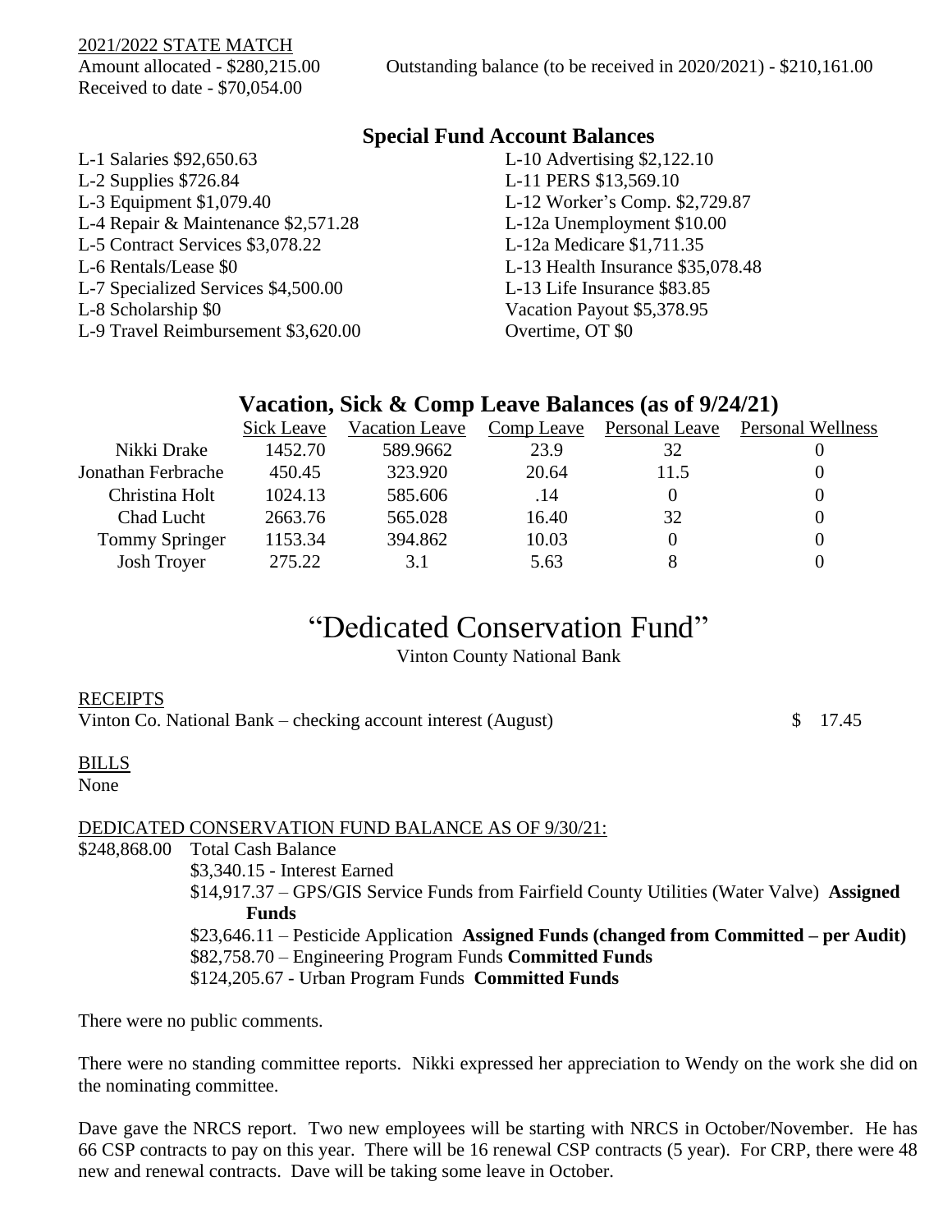2021/2022 STATE MATCH

Amount allocated - $280,215.00 Outstanding balance (to be received in 2020/2021) - $210,161.00

Received to date - $70,054.00

## Special Fund Account Balances

L-1 Salaries $92,650.63
L-2 Supplies $726.84
L-3 Equipment $1,079.40
L-4 Repair & Maintenance $2,571.28
L-5 Contract Services $3,078.22
L-6 Rentals/Lease $0
L-7 Specialized Services $4,500.00
L-8 Scholarship $0
L-9 Travel Reimbursement $3,620.00
L-10 Advertising $2,122.10
L-11 PERS $13,569.10
L-12 Worker's Comp. $2,729.87
L-12a Unemployment $10.00
L-12a Medicare $1,711.35
L-13 Health Insurance $35,078.48
L-13 Life Insurance $83.85
Vacation Payout $5,378.95
Overtime, OT $0

## Vacation, Sick & Comp Leave Balances (as of 9/24/21)

| | Sick Leave | Vacation Leave | Comp Leave | Personal Leave | Personal Wellness |
|---|---|---|---|---|---|
| Nikki Drake | 1452.70 | 589.9662 | 23.9 | 32 | 0 |
| Jonathan Ferbrache | 450.45 | 323.920 | 20.64 | 11.5 | 0 |
| Christina Holt | 1024.13 | 585.606 | .14 | 0 | 0 |
| Chad Lucht | 2663.76 | 565.028 | 16.40 | 32 | 0 |
| Tommy Springer | 1153.34 | 394.862 | 10.03 | 0 | 0 |
| Josh Troyer | 275.22 | 3.1 | 5.63 | 8 | 0 |

# "Dedicated Conservation Fund"

Vinton County National Bank

RECEIPTS

Vinton Co. National Bank – checking account interest (August) $ 17.45

BILLS

None

DEDICATED CONSERVATION FUND BALANCE AS OF 9/30/21:

$248,868.00 Total Cash Balance

$3,340.15 - Interest Earned

$14,917.37 – GPS/GIS Service Funds from Fairfield County Utilities (Water Valve) **Assigned Funds**

$23,646.11 – Pesticide Application **Assigned Funds (changed from Committed – per Audit)**

$82,758.70 – Engineering Program Funds **Committed Funds**

$124,205.67 - Urban Program Funds **Committed Funds**

There were no public comments.

There were no standing committee reports. Nikki expressed her appreciation to Wendy on the work she did on the nominating committee.

Dave gave the NRCS report. Two new employees will be starting with NRCS in October/November. He has 66 CSP contracts to pay on this year. There will be 16 renewal CSP contracts (5 year). For CRP, there were 48 new and renewal contracts. Dave will be taking some leave in October.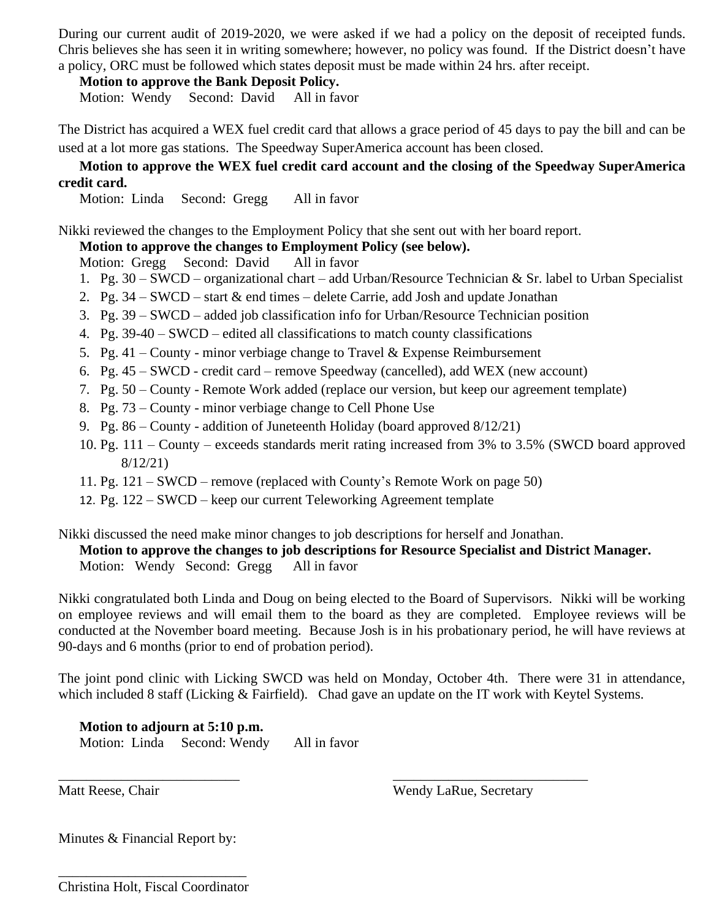During our current audit of 2019-2020, we were asked if we had a policy on the deposit of receipted funds. Chris believes she has seen it in writing somewhere; however, no policy was found. If the District doesn't have a policy, ORC must be followed which states deposit must be made within 24 hrs. after receipt.

**Motion to approve the Bank Deposit Policy.**
Motion: Wendy Second: David All in favor

The District has acquired a WEX fuel credit card that allows a grace period of 45 days to pay the bill and can be used at a lot more gas stations. The Speedway SuperAmerica account has been closed.

**Motion to approve the WEX fuel credit card account and the closing of the Speedway SuperAmerica credit card.**
Motion: Linda Second: Gregg All in favor

Nikki reviewed the changes to the Employment Policy that she sent out with her board report.

**Motion to approve the changes to Employment Policy (see below).**
Motion: Gregg Second: David All in favor

1. Pg. 30 – SWCD – organizational chart – add Urban/Resource Technician & Sr. label to Urban Specialist
2. Pg. 34 – SWCD – start & end times – delete Carrie, add Josh and update Jonathan
3. Pg. 39 – SWCD – added job classification info for Urban/Resource Technician position
4. Pg. 39-40 – SWCD – edited all classifications to match county classifications
5. Pg. 41 – County - minor verbiage change to Travel & Expense Reimbursement
6. Pg. 45 – SWCD - credit card – remove Speedway (cancelled), add WEX (new account)
7. Pg. 50 – County - Remote Work added (replace our version, but keep our agreement template)
8. Pg. 73 – County - minor verbiage change to Cell Phone Use
9. Pg. 86 – County - addition of Juneteenth Holiday (board approved 8/12/21)
10. Pg. 111 – County – exceeds standards merit rating increased from 3% to 3.5% (SWCD board approved 8/12/21)
11. Pg. 121 – SWCD – remove (replaced with County's Remote Work on page 50)
12. Pg. 122 – SWCD – keep our current Teleworking Agreement template

Nikki discussed the need make minor changes to job descriptions for herself and Jonathan.

**Motion to approve the changes to job descriptions for Resource Specialist and District Manager.**
Motion: Wendy Second: Gregg All in favor

Nikki congratulated both Linda and Doug on being elected to the Board of Supervisors. Nikki will be working on employee reviews and will email them to the board as they are completed. Employee reviews will be conducted at the November board meeting. Because Josh is in his probationary period, he will have reviews at 90-days and 6 months (prior to end of probation period).

The joint pond clinic with Licking SWCD was held on Monday, October 4th. There were 31 in attendance, which included 8 staff (Licking & Fairfield). Chad gave an update on the IT work with Keytel Systems.

**Motion to adjourn at 5:10 p.m.**
Motion: Linda Second: Wendy All in favor

\_\_\_\_\_\_\_\_\_\_\_\_\_\_\_\_\_\_\_\_\_\_\_\_\_\_
Matt Reese, Chair

\_\_\_\_\_\_\_\_\_\_\_\_\_\_\_\_\_\_\_\_\_\_\_\_\_\_
Wendy LaRue, Secretary

Minutes & Financial Report by:

\_\_\_\_\_\_\_\_\_\_\_\_\_\_\_\_\_\_\_\_\_\_\_\_\_\_
Christina Holt, Fiscal Coordinator